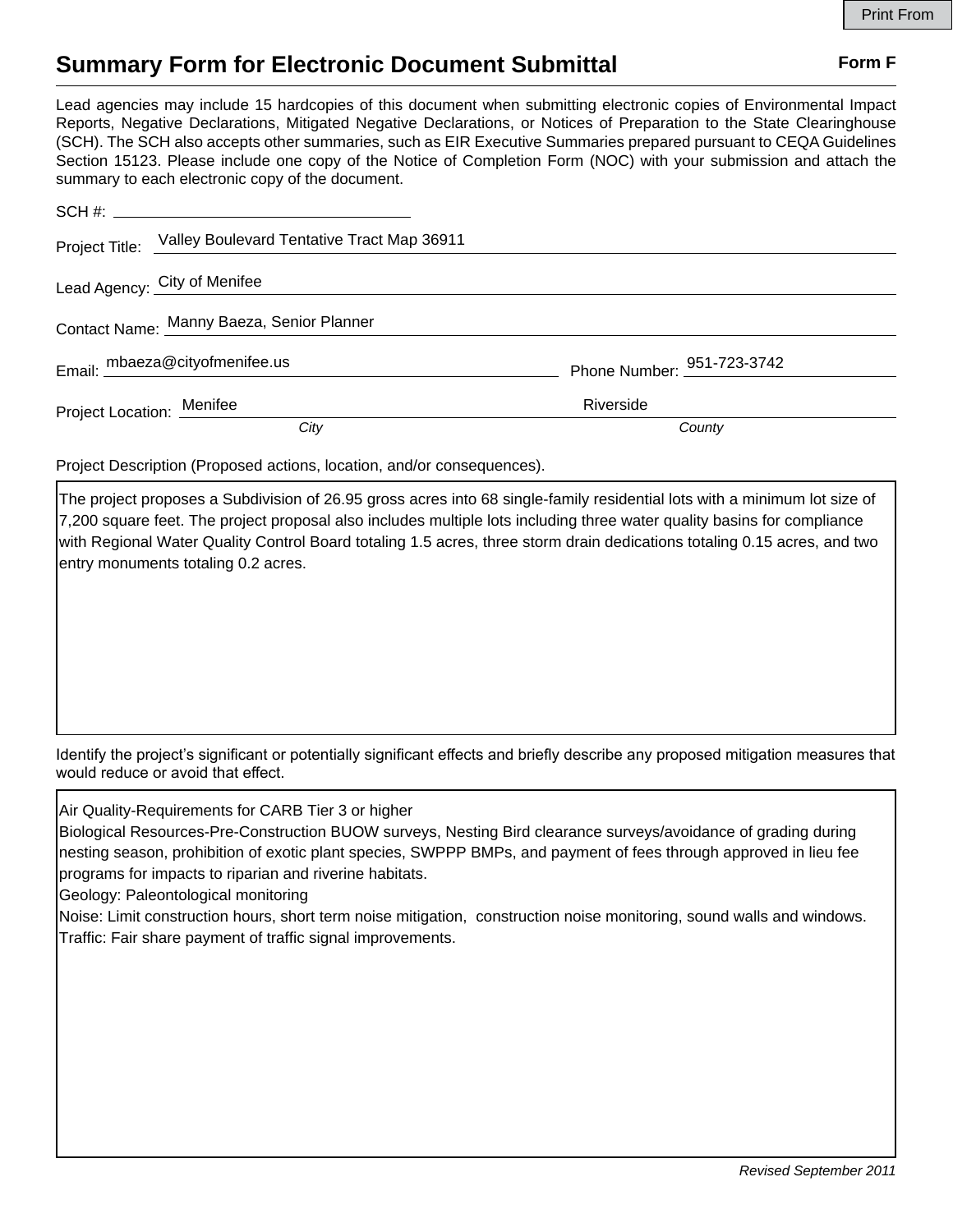Print From

# Summary Form for Electronic Document Submittal

**Form F**

Lead agencies may include 15 hardcopies of this document when submitting electronic copies of Environmental Impact Reports, Negative Declarations, Mitigated Negative Declarations, or Notices of Preparation to the State Clearinghouse (SCH). The SCH also accepts other summaries, such as EIR Executive Summaries prepared pursuant to CEQA Guidelines Section 15123. Please include one copy of the Notice of Completion Form (NOC) with your submission and attach the summary to each electronic copy of the document.

SCH #: 

Project Title: Valley Boulevard Tentative Tract Map 36911

Lead Agency: City of Menifee

Contact Name: Manny Baeza, Senior Planner

Email: mbaeza@cityofmenifee.us

Phone Number: 951-723-3742

Project Location: Menifee (*City*) Riverside (*County*)

Project Description (Proposed actions, location, and/or consequences).

The project proposes a Subdivision of 26.95 gross acres into 68 single-family residential lots with a minimum lot size of 7,200 square feet. The project proposal also includes multiple lots including three water quality basins for compliance with Regional Water Quality Control Board totaling 1.5 acres, three storm drain dedications totaling 0.15 acres, and two entry monuments totaling 0.2 acres.

Identify the project's significant or potentially significant effects and briefly describe any proposed mitigation measures that would reduce or avoid that effect.

Air Quality-Requirements for CARB Tier 3 or higher
Biological Resources-Pre-Construction BUOW surveys, Nesting Bird clearance surveys/avoidance of grading during nesting season, prohibition of exotic plant species, SWPPP BMPs, and payment of fees through approved in lieu fee programs for impacts to riparian and riverine habitats.
Geology: Paleontological monitoring
Noise: Limit construction hours, short term noise mitigation, construction noise monitoring, sound walls and windows.
Traffic: Fair share payment of traffic signal improvements.

*Revised September 2011*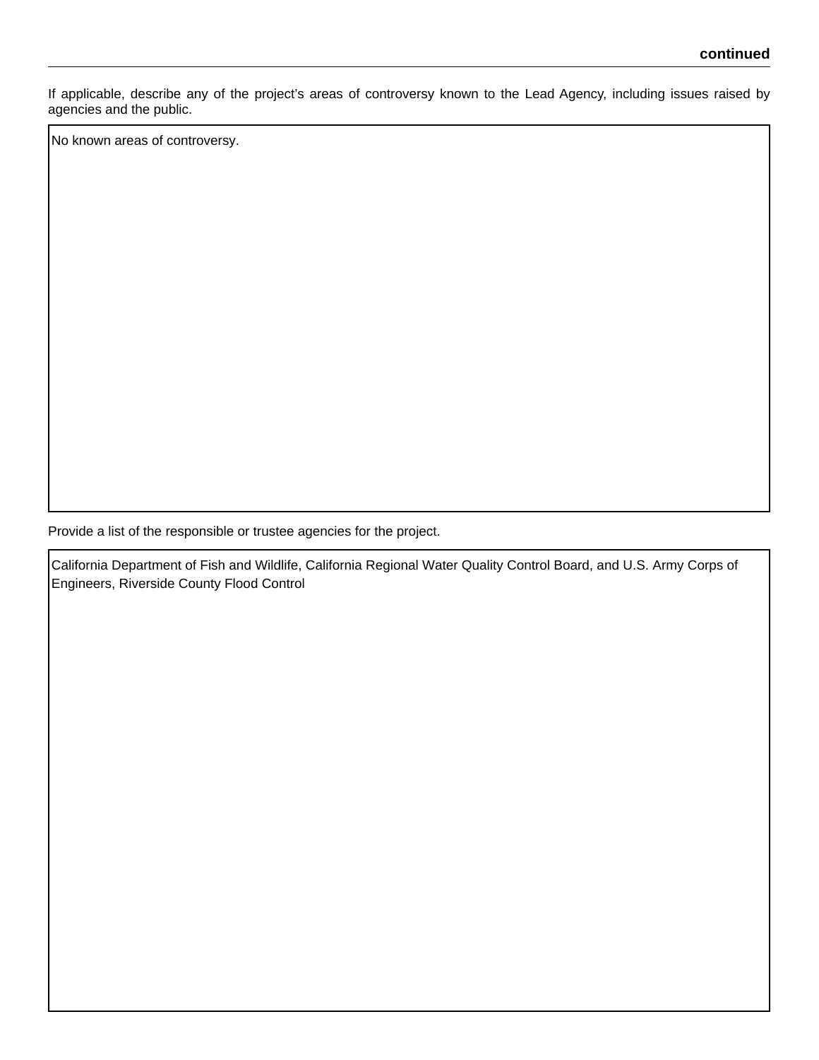**continued**

If applicable, describe any of the project's areas of controversy known to the Lead Agency, including issues raised by agencies and the public.

No known areas of controversy.

Provide a list of the responsible or trustee agencies for the project.

California Department of Fish and Wildlife, California Regional Water Quality Control Board, and U.S. Army Corps of Engineers, Riverside County Flood Control